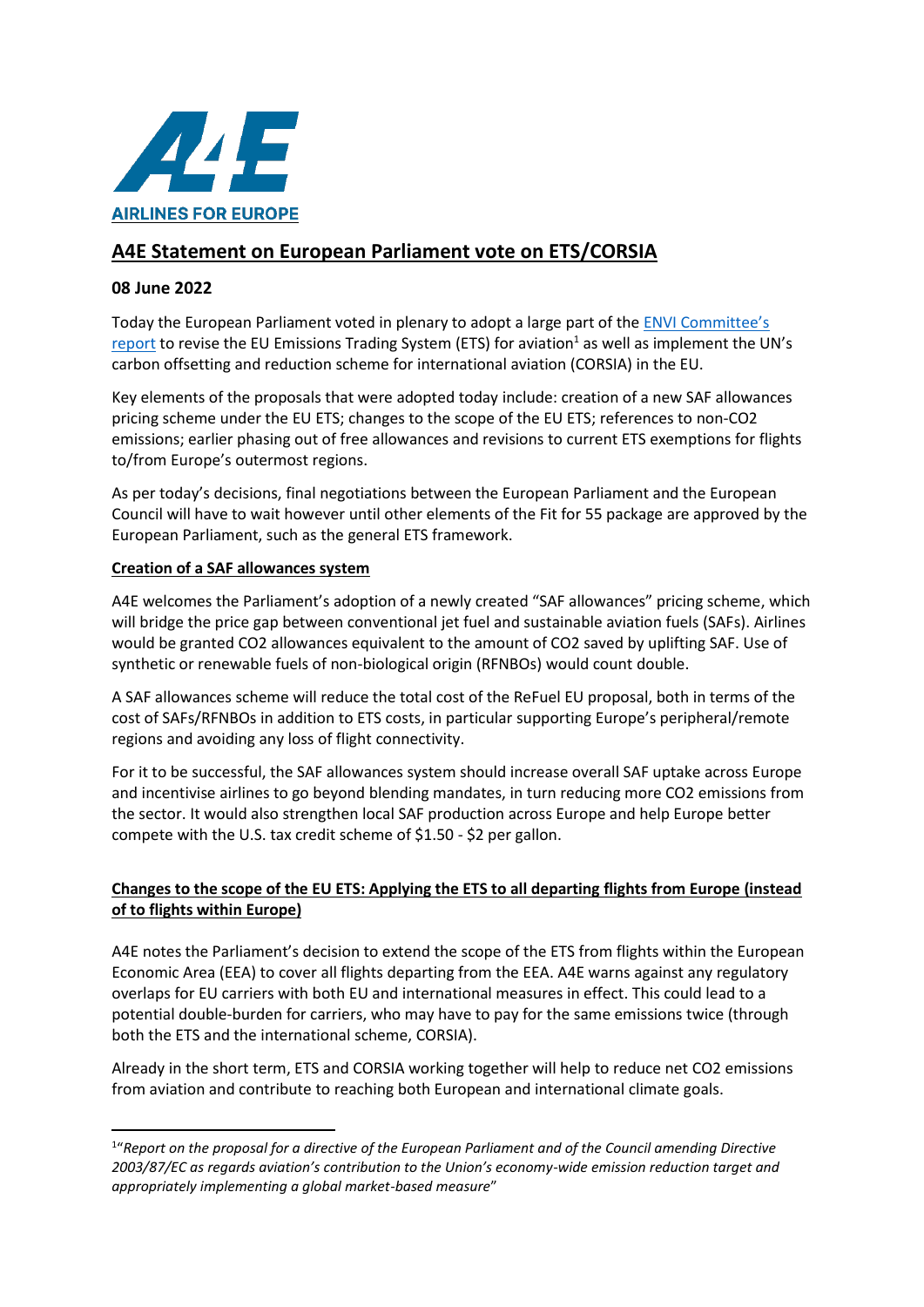AIRLINES FOR EUROPE

# A4E Statement on European Parliament vote on ETS/CORSIA

## 08 June 2022

Today the European Parliament voted in plenary to adopt a large part of the ENVI Committee's report to revise the EU Emissions Trading System (ETS) for aviation[1] as well as implement the UN's carbon offsetting and reduction scheme for international aviation (CORSIA) in the EU.

Key elements of the proposals that were adopted today include: creation of a new SAF allowances pricing scheme under the EU ETS; changes to the scope of the EU ETS; references to non-CO2 emissions; earlier phasing out of free allowances and revisions to current ETS exemptions for flights to/from Europe's outermost regions.

As per today's decisions, final negotiations between the European Parliament and the European Council will have to wait however until other elements of the Fit for 55 package are approved by the European Parliament, such as the general ETS framework.

**Creation of a SAF allowances system**

A4E welcomes the Parliament's adoption of a newly created "SAF allowances" pricing scheme, which will bridge the price gap between conventional jet fuel and sustainable aviation fuels (SAFs). Airlines would be granted CO2 allowances equivalent to the amount of CO2 saved by uplifting SAF. Use of synthetic or renewable fuels of non-biological origin (RFNBOs) would count double.

A SAF allowances scheme will reduce the total cost of the ReFuel EU proposal, both in terms of the cost of SAFs/RFNBOs in addition to ETS costs, in particular supporting Europe's peripheral/remote regions and avoiding any loss of flight connectivity.

For it to be successful, the SAF allowances system should increase overall SAF uptake across Europe and incentivise airlines to go beyond blending mandates, in turn reducing more CO2 emissions from the sector. It would also strengthen local SAF production across Europe and help Europe better compete with the U.S. tax credit scheme of $1.50 - $2 per gallon.

**Changes to the scope of the EU ETS: Applying the ETS to all departing flights from Europe (instead of to flights within Europe)**

A4E notes the Parliament's decision to extend the scope of the ETS from flights within the European Economic Area (EEA) to cover all flights departing from the EEA. A4E warns against any regulatory overlaps for EU carriers with both EU and international measures in effect. This could lead to a potential double-burden for carriers, who may have to pay for the same emissions twice (through both the ETS and the international scheme, CORSIA).

Already in the short term, ETS and CORSIA working together will help to reduce net CO2 emissions from aviation and contribute to reaching both European and international climate goals.

[1] *"Report on the proposal for a directive of the European Parliament and of the Council amending Directive 2003/87/EC as regards aviation's contribution to the Union's economy-wide emission reduction target and appropriately implementing a global market-based measure"*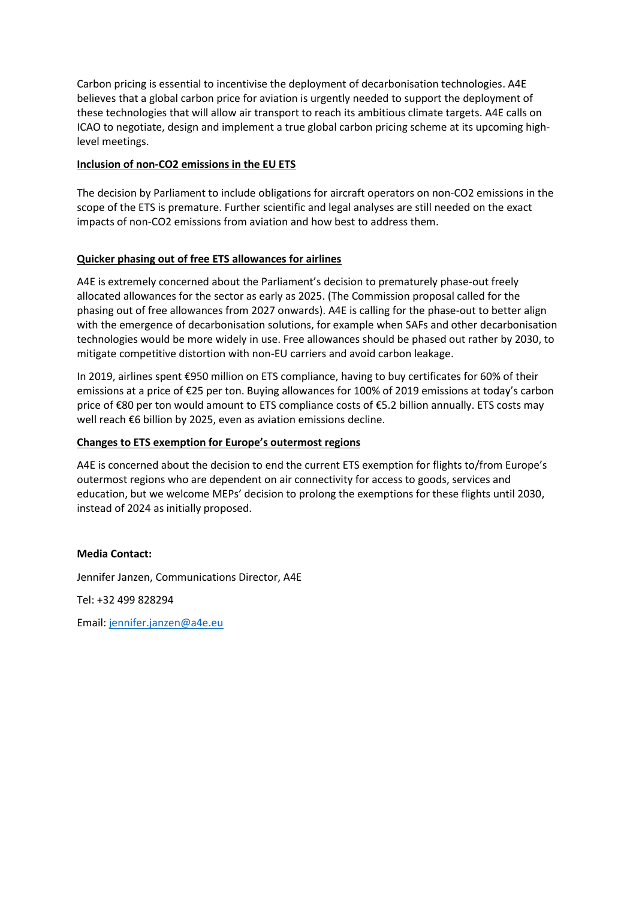Carbon pricing is essential to incentivise the deployment of decarbonisation technologies. A4E believes that a global carbon price for aviation is urgently needed to support the deployment of these technologies that will allow air transport to reach its ambitious climate targets. A4E calls on ICAO to negotiate, design and implement a true global carbon pricing scheme at its upcoming high-level meetings.

**Inclusion of non-CO2 emissions in the EU ETS**

The decision by Parliament to include obligations for aircraft operators on non-CO2 emissions in the scope of the ETS is premature. Further scientific and legal analyses are still needed on the exact impacts of non-CO2 emissions from aviation and how best to address them.

**Quicker phasing out of free ETS allowances for airlines**

A4E is extremely concerned about the Parliament's decision to prematurely phase-out freely allocated allowances for the sector as early as 2025. (The Commission proposal called for the phasing out of free allowances from 2027 onwards). A4E is calling for the phase-out to better align with the emergence of decarbonisation solutions, for example when SAFs and other decarbonisation technologies would be more widely in use. Free allowances should be phased out rather by 2030, to mitigate competitive distortion with non-EU carriers and avoid carbon leakage.

In 2019, airlines spent €950 million on ETS compliance, having to buy certificates for 60% of their emissions at a price of €25 per ton. Buying allowances for 100% of 2019 emissions at today's carbon price of €80 per ton would amount to ETS compliance costs of €5.2 billion annually. ETS costs may well reach €6 billion by 2025, even as aviation emissions decline.

**Changes to ETS exemption for Europe's outermost regions**

A4E is concerned about the decision to end the current ETS exemption for flights to/from Europe's outermost regions who are dependent on air connectivity for access to goods, services and education, but we welcome MEPs' decision to prolong the exemptions for these flights until 2030, instead of 2024 as initially proposed.

**Media Contact:**

Jennifer Janzen, Communications Director, A4E

Tel: +32 499 828294

Email: jennifer.janzen@a4e.eu